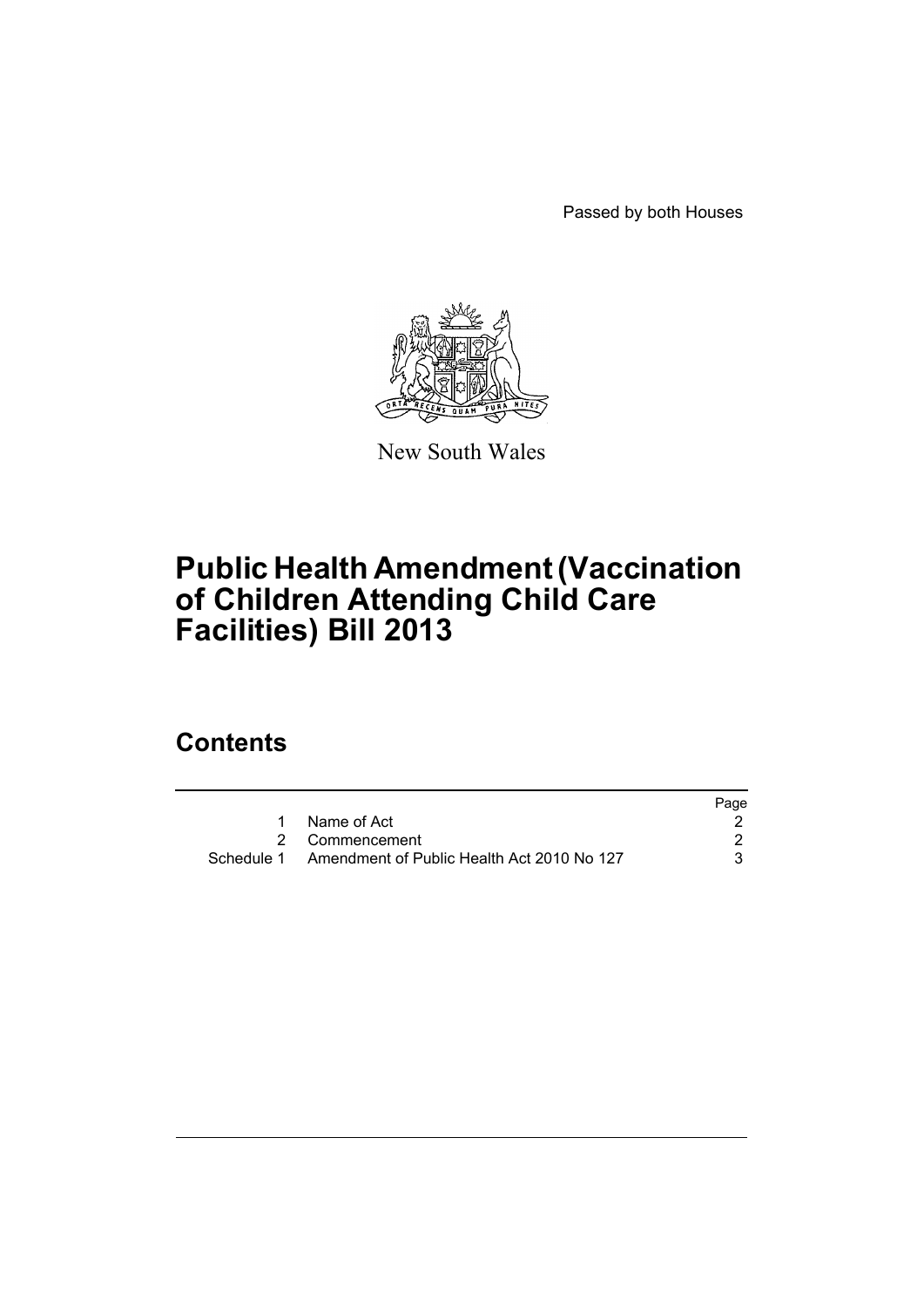Passed by both Houses

New South Wales

# Public Health Amendment (Vaccination of Children Attending Child Care Facilities) Bill 2013

## Contents

| | | Page |
|---|---|---|
| 1 | Name of Act | 2 |
| 2 | Commencement | 2 |
| Schedule 1 | Amendment of Public Health Act 2010 No 127 | 3 |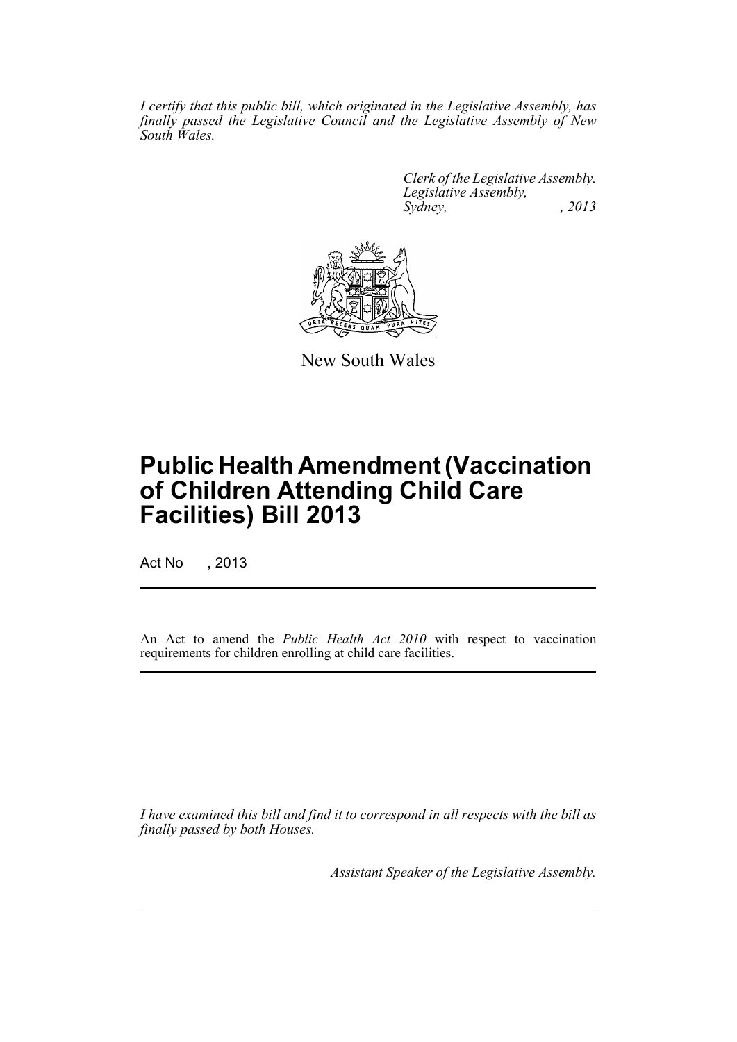*I certify that this public bill, which originated in the Legislative Assembly, has finally passed the Legislative Council and the Legislative Assembly of New South Wales.*

*Clerk of the Legislative Assembly.*
*Legislative Assembly,*
*Sydney, , 2013*

New South Wales

# Public Health Amendment (Vaccination of Children Attending Child Care Facilities) Bill 2013

Act No , 2013

An Act to amend the *Public Health Act 2010* with respect to vaccination requirements for children enrolling at child care facilities.

*I have examined this bill and find it to correspond in all respects with the bill as finally passed by both Houses.*

*Assistant Speaker of the Legislative Assembly.*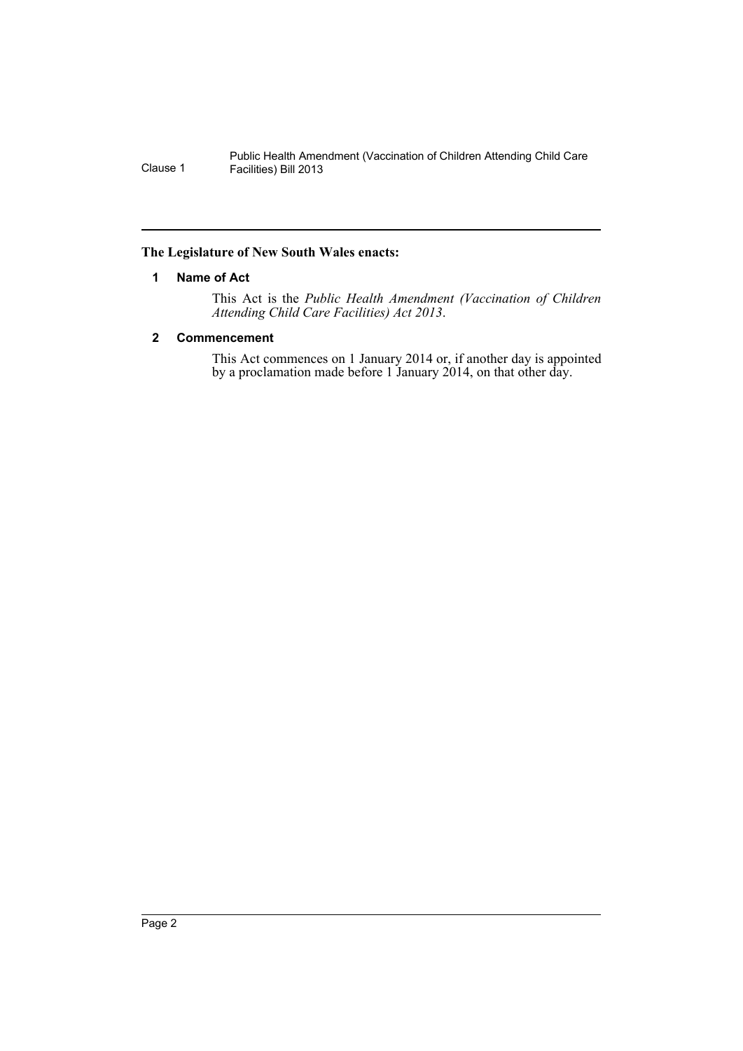**The Legislature of New South Wales enacts:**

### 1 Name of Act

This Act is the *Public Health Amendment (Vaccination of Children Attending Child Care Facilities) Act 2013*.

### 2 Commencement

This Act commences on 1 January 2014 or, if another day is appointed by a proclamation made before 1 January 2014, on that other day.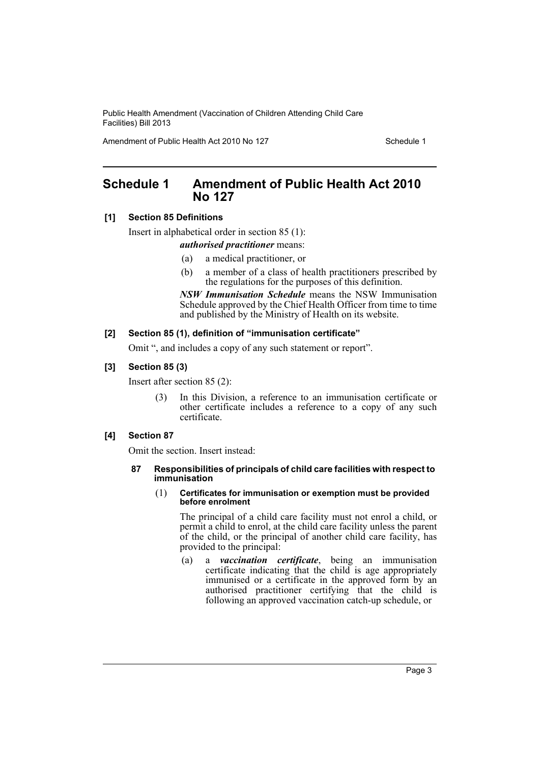# Schedule 1 Amendment of Public Health Act 2010 No 127

**[1] Section 85 Definitions**

Insert in alphabetical order in section 85 (1):

***authorised practitioner*** means:

(a) a medical practitioner, or

(b) a member of a class of health practitioners prescribed by the regulations for the purposes of this definition.

***NSW Immunisation Schedule*** means the NSW Immunisation Schedule approved by the Chief Health Officer from time to time and published by the Ministry of Health on its website.

**[2] Section 85 (1), definition of "immunisation certificate"**

Omit ", and includes a copy of any such statement or report".

**[3] Section 85 (3)**

Insert after section 85 (2):

(3) In this Division, a reference to an immunisation certificate or other certificate includes a reference to a copy of any such certificate.

**[4] Section 87**

Omit the section. Insert instead:

**87 Responsibilities of principals of child care facilities with respect to immunisation**

(1) **Certificates for immunisation or exemption must be provided before enrolment**

The principal of a child care facility must not enrol a child, or permit a child to enrol, at the child care facility unless the parent of the child, or the principal of another child care facility, has provided to the principal:

(a) a ***vaccination certificate***, being an immunisation certificate indicating that the child is age appropriately immunised or a certificate in the approved form by an authorised practitioner certifying that the child is following an approved vaccination catch-up schedule, or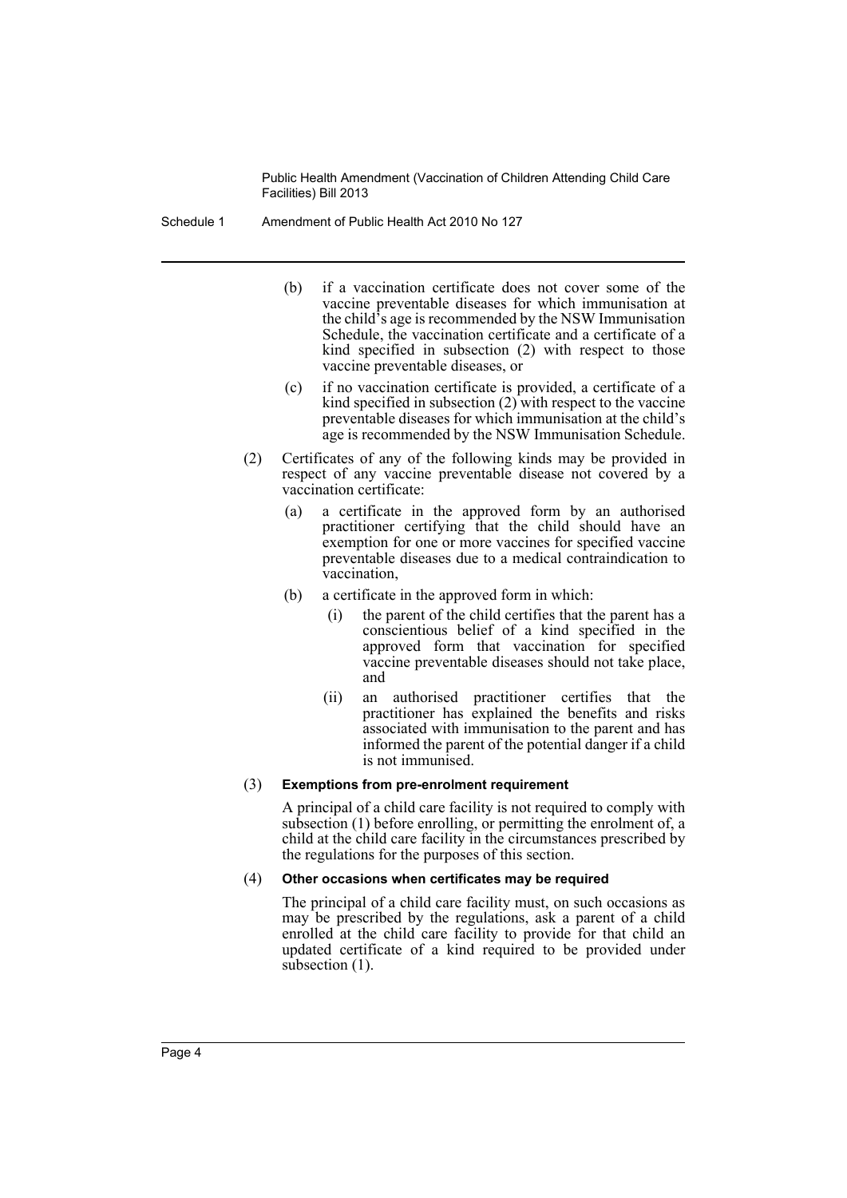(b) if a vaccination certificate does not cover some of the vaccine preventable diseases for which immunisation at the child's age is recommended by the NSW Immunisation Schedule, the vaccination certificate and a certificate of a kind specified in subsection (2) with respect to those vaccine preventable diseases, or

(c) if no vaccination certificate is provided, a certificate of a kind specified in subsection (2) with respect to the vaccine preventable diseases for which immunisation at the child's age is recommended by the NSW Immunisation Schedule.

(2) Certificates of any of the following kinds may be provided in respect of any vaccine preventable disease not covered by a vaccination certificate:

(a) a certificate in the approved form by an authorised practitioner certifying that the child should have an exemption for one or more vaccines for specified vaccine preventable diseases due to a medical contraindication to vaccination,

(b) a certificate in the approved form in which:

(i) the parent of the child certifies that the parent has a conscientious belief of a kind specified in the approved form that vaccination for specified vaccine preventable diseases should not take place, and

(ii) an authorised practitioner certifies that the practitioner has explained the benefits and risks associated with immunisation to the parent and has informed the parent of the potential danger if a child is not immunised.

(3) **Exemptions from pre-enrolment requirement**

A principal of a child care facility is not required to comply with subsection (1) before enrolling, or permitting the enrolment of, a child at the child care facility in the circumstances prescribed by the regulations for the purposes of this section.

(4) **Other occasions when certificates may be required**

The principal of a child care facility must, on such occasions as may be prescribed by the regulations, ask a parent of a child enrolled at the child care facility to provide for that child an updated certificate of a kind required to be provided under subsection (1).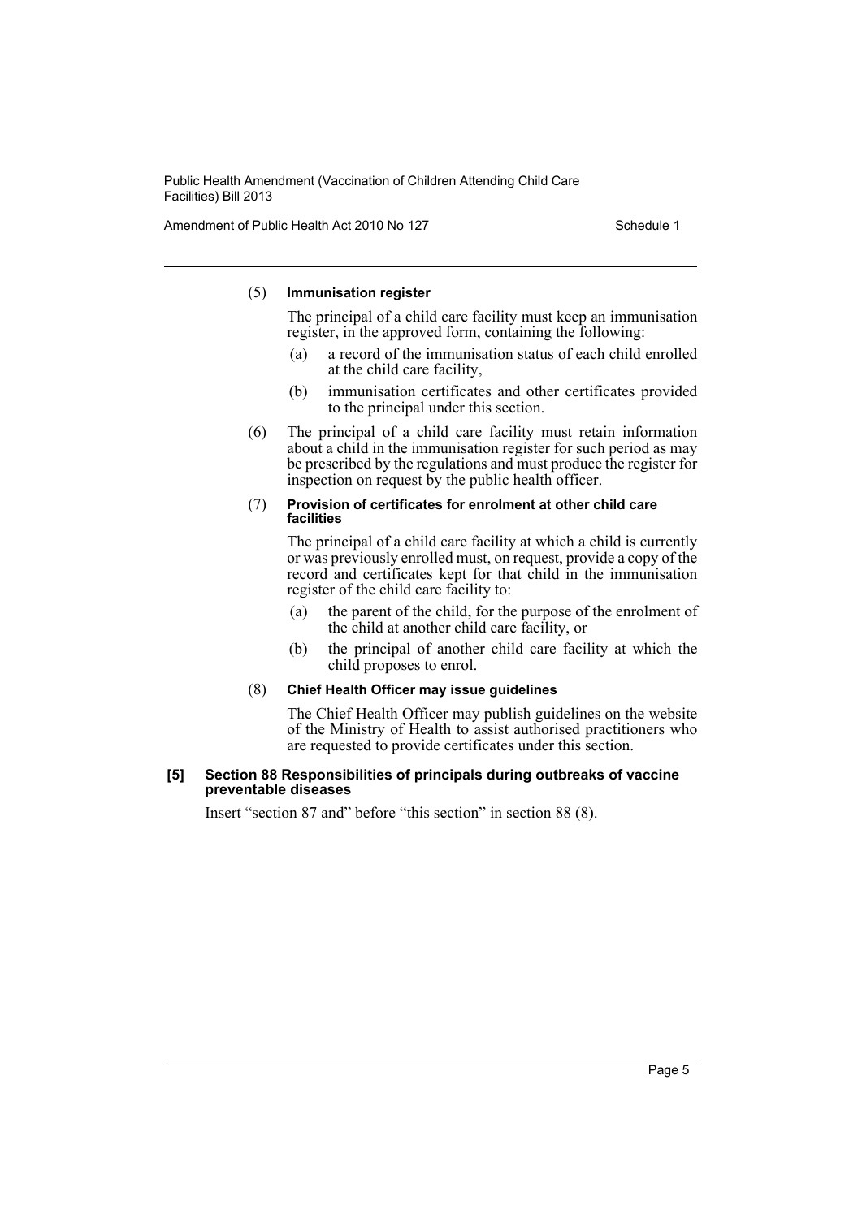(5) **Immunisation register**

The principal of a child care facility must keep an immunisation register, in the approved form, containing the following:

(a) a record of the immunisation status of each child enrolled at the child care facility,

(b) immunisation certificates and other certificates provided to the principal under this section.

(6) The principal of a child care facility must retain information about a child in the immunisation register for such period as may be prescribed by the regulations and must produce the register for inspection on request by the public health officer.

(7) **Provision of certificates for enrolment at other child care facilities**

The principal of a child care facility at which a child is currently or was previously enrolled must, on request, provide a copy of the record and certificates kept for that child in the immunisation register of the child care facility to:

(a) the parent of the child, for the purpose of the enrolment of the child at another child care facility, or

(b) the principal of another child care facility at which the child proposes to enrol.

(8) **Chief Health Officer may issue guidelines**

The Chief Health Officer may publish guidelines on the website of the Ministry of Health to assist authorised practitioners who are requested to provide certificates under this section.

**[5] Section 88 Responsibilities of principals during outbreaks of vaccine preventable diseases**

Insert "section 87 and" before "this section" in section 88 (8).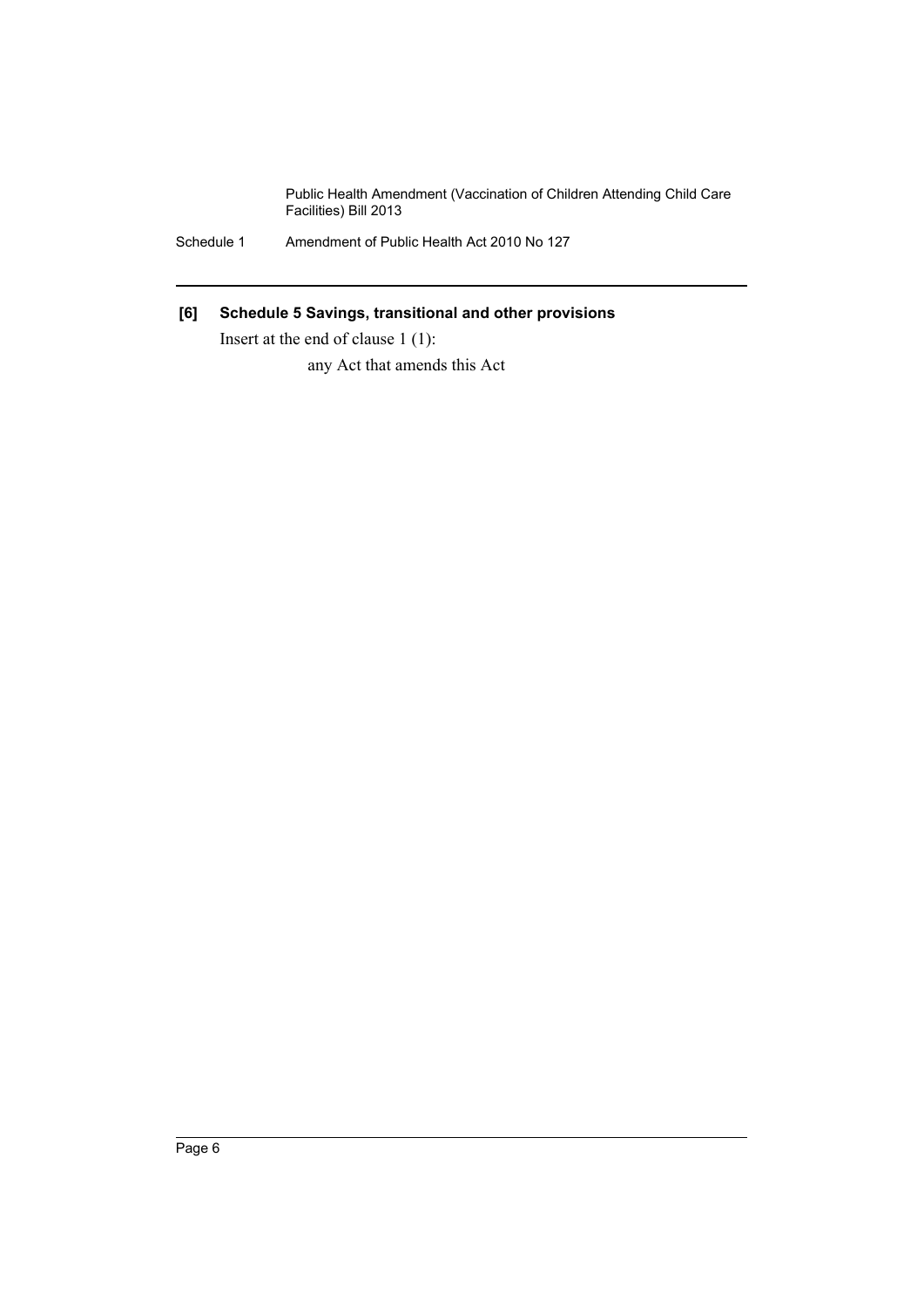## [6] Schedule 5 Savings, transitional and other provisions

Insert at the end of clause 1 (1):

any Act that amends this Act